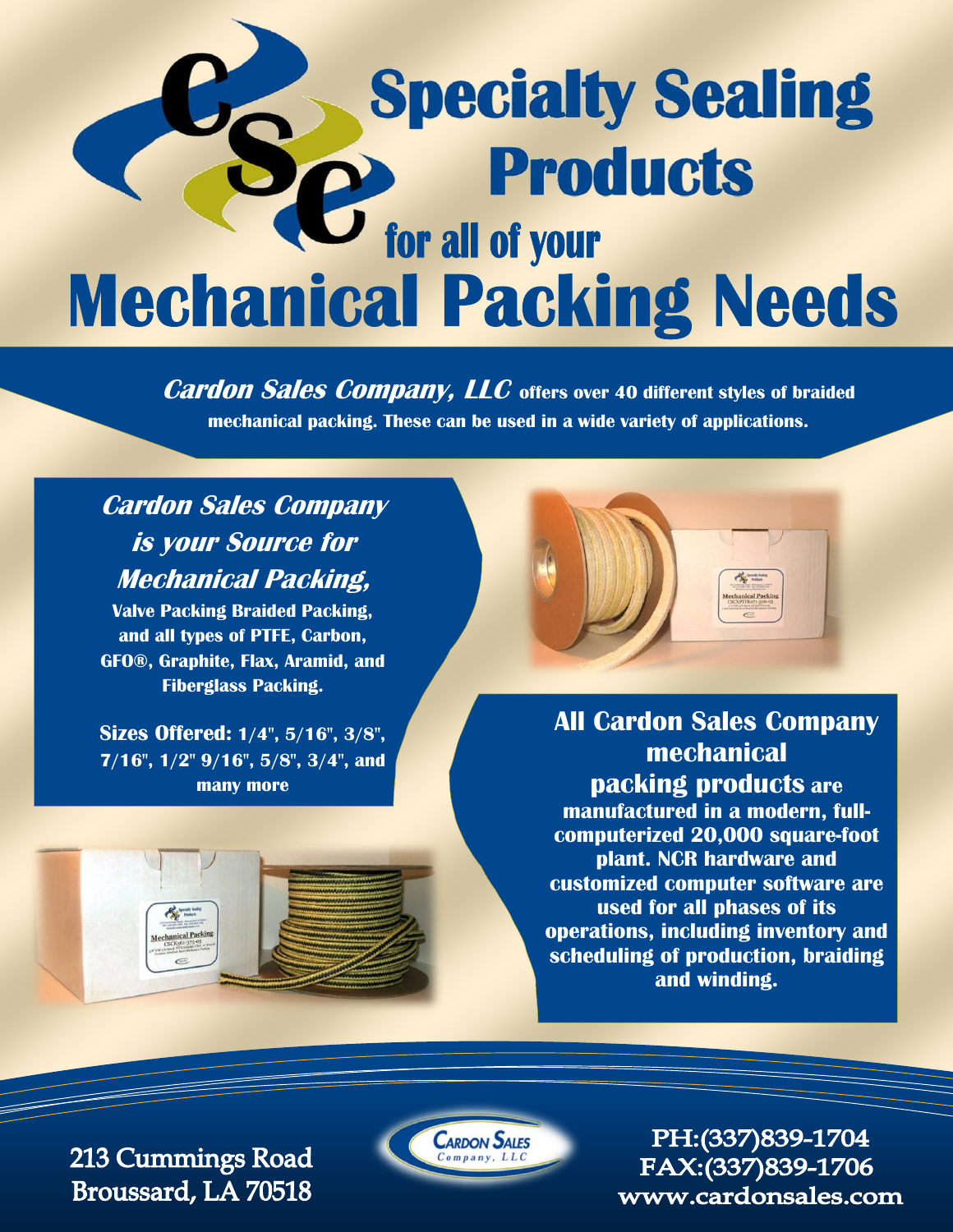# Specialty Sealing Products

## for all of your

# Mechanical Packing Needs

***Cardon Sales Company, LLC*** **offers over 40 different styles of braided mechanical packing. These can be used in a wide variety of applications.**

## *Cardon Sales Company is your Source for Mechanical Packing,*

**Valve Packing Braided Packing, and all types of PTFE, Carbon, GFO®, Graphite, Flax, Aramid, and Fiberglass Packing.**

**Sizes Offered: 1/4", 5/16", 3/8", 7/16", 1/2" 9/16", 5/8", 3/4", and many more**

**All Cardon Sales Company mechanical packing products are manufactured in a modern, full-computerized 20,000 square-foot plant. NCR hardware and customized computer software are used for all phases of its operations, including inventory and scheduling of production, braiding and winding.**

213 Cummings Road
Broussard, LA 70518

Cardon Sales Company, LLC

PH:(337)839-1704
FAX:(337)839-1706
www.cardonsales.com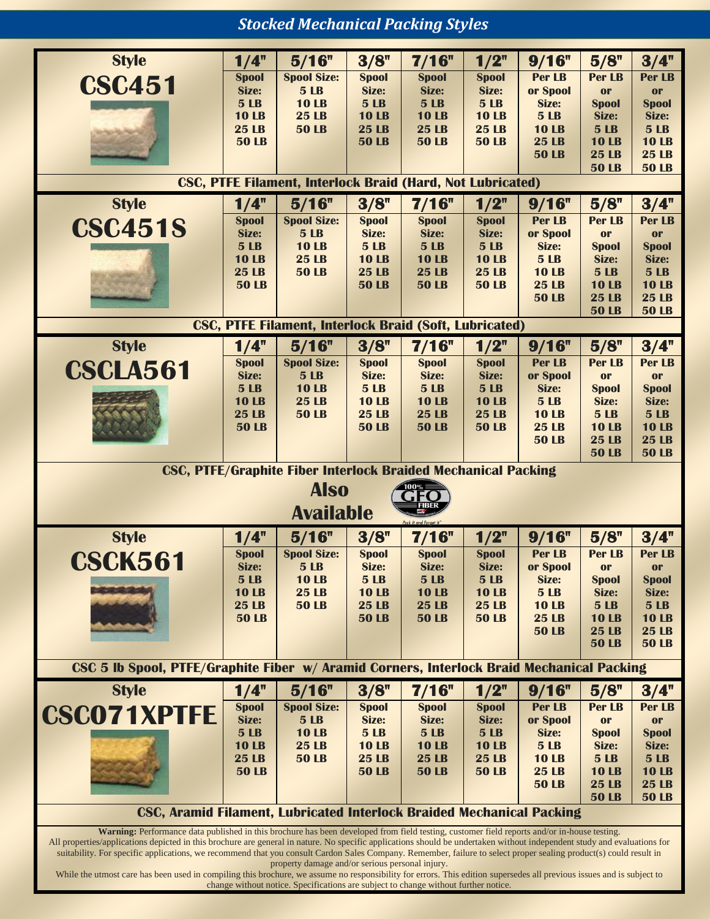## *Stocked Mechanical Packing Styles*

| Style | 1/4" | 5/16" | 3/8" | 7/16" | 1/2" | 9/16" | 5/8" | 3/4" |
|---|---|---|---|---|---|---|---|---|
| **CSC451** | Spool Size: 5 LB 10 LB 25 LB 50 LB | Spool Size: 5 LB 10 LB 25 LB 50 LB | Spool Size: 5 LB 10 LB 25 LB 50 LB | Spool Size: 5 LB 10 LB 25 LB 50 LB | Spool Size: 5 LB 10 LB 25 LB 50 LB | Per LB or Spool Size: 5 LB 10 LB 25 LB 50 LB | Per LB or Spool Size: 5 LB 10 LB 25 LB 50 LB | Per LB or Spool Size: 5 LB 10 LB 25 LB 50 LB |

**CSC, PTFE Filament, Interlock Braid (Hard, Not Lubricated)**

| Style | 1/4" | 5/16" | 3/8" | 7/16" | 1/2" | 9/16" | 5/8" | 3/4" |
|---|---|---|---|---|---|---|---|---|
| **CSC451S** | Spool Size: 5 LB 10 LB 25 LB 50 LB | Spool Size: 5 LB 10 LB 25 LB 50 LB | Spool Size: 5 LB 10 LB 25 LB 50 LB | Spool Size: 5 LB 10 LB 25 LB 50 LB | Spool Size: 5 LB 10 LB 25 LB 50 LB | Per LB or Spool Size: 5 LB 10 LB 25 LB 50 LB | Per LB or Spool Size: 5 LB 10 LB 25 LB 50 LB | Per LB or Spool Size: 5 LB 10 LB 25 LB 50 LB |

**CSC, PTFE Filament, Interlock Braid (Soft, Lubricated)**

| Style | 1/4" | 5/16" | 3/8" | 7/16" | 1/2" | 9/16" | 5/8" | 3/4" |
|---|---|---|---|---|---|---|---|---|
| **CSCLA561** | Spool Size: 5 LB 10 LB 25 LB 50 LB | Spool Size: 5 LB 10 LB 25 LB 50 LB | Spool Size: 5 LB 10 LB 25 LB 50 LB | Spool Size: 5 LB 10 LB 25 LB 50 LB | Spool Size: 5 LB 10 LB 25 LB 50 LB | Per LB or Spool Size: 5 LB 10 LB 25 LB 50 LB | Per LB or Spool Size: 5 LB 10 LB 25 LB 50 LB | Per LB or Spool Size: 5 LB 10 LB 25 LB 50 LB |

**CSC, PTFE/Graphite Fiber Interlock Braided Mechanical Packing**

**Also Available** 100% GFO FIBER — Pack It and Forget It

| Style | 1/4" | 5/16" | 3/8" | 7/16" | 1/2" | 9/16" | 5/8" | 3/4" |
|---|---|---|---|---|---|---|---|---|
| **CSCK561** | Spool Size: 5 LB 10 LB 25 LB 50 LB | Spool Size: 5 LB 10 LB 25 LB 50 LB | Spool Size: 5 LB 10 LB 25 LB 50 LB | Spool Size: 5 LB 10 LB 25 LB 50 LB | Spool Size: 5 LB 10 LB 25 LB 50 LB | Per LB or Spool Size: 5 LB 10 LB 25 LB 50 LB | Per LB or Spool Size: 5 LB 10 LB 25 LB 50 LB | Per LB or Spool Size: 5 LB 10 LB 25 LB 50 LB |

**CSC 5 lb Spool, PTFE/Graphite Fiber w/ Aramid Corners, Interlock Braid Mechanical Packing**

| Style | 1/4" | 5/16" | 3/8" | 7/16" | 1/2" | 9/16" | 5/8" | 3/4" |
|---|---|---|---|---|---|---|---|---|
| **CSC071XPTFE** | Spool Size: 5 LB 10 LB 25 LB 50 LB | Spool Size: 5 LB 10 LB 25 LB 50 LB | Spool Size: 5 LB 10 LB 25 LB 50 LB | Spool Size: 5 LB 10 LB 25 LB 50 LB | Spool Size: 5 LB 10 LB 25 LB 50 LB | Per LB or Spool Size: 5 LB 10 LB 25 LB 50 LB | Per LB or Spool Size: 5 LB 10 LB 25 LB 50 LB | Per LB or Spool Size: 5 LB 10 LB 25 LB 50 LB |

**CSC, Aramid Filament, Lubricated Interlock Braided Mechanical Packing**

**Warning:** Performance data published in this brochure has been developed from field testing, customer field reports and/or in-house testing. All properties/applications depicted in this brochure are general in nature. No specific applications should be undertaken without independent study and evaluations for suitability. For specific applications, we recommend that you consult Cardon Sales Company. Remember, failure to select proper sealing product(s) could result in property damage and/or serious personal injury.

While the utmost care has been used in compiling this brochure, we assume no responsibility for errors. This edition supersedes all previous issues and is subject to change without notice. Specifications are subject to change without further notice.